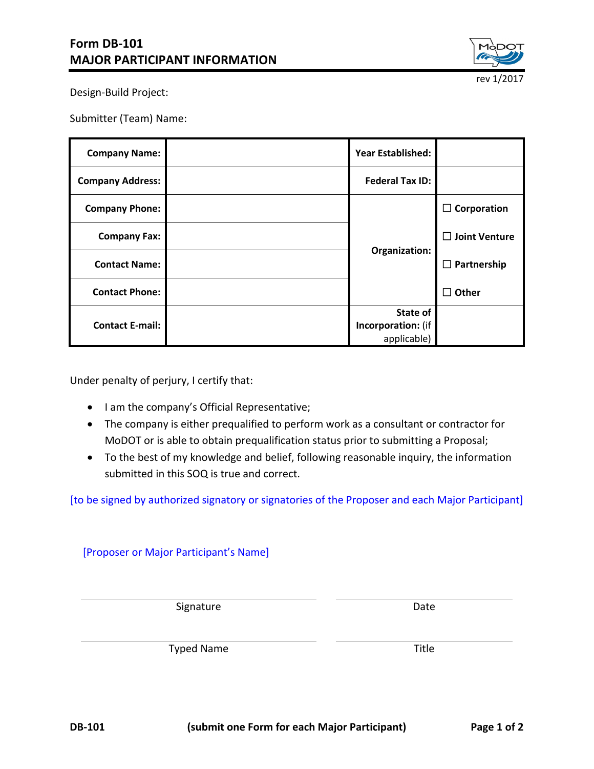# Form DB-101
# MAJOR PARTICIPANT INFORMATION

rev 1/2017

Design-Build Project:

Submitter (Team) Name:

| **Company Name:** | | **Year Established:** | |
|---|---|---|---|
| **Company Address:** | | **Federal Tax ID:** | |
| **Company Phone:** | | **Organization:** | ☐ **Corporation** |
| **Company Fax:** | | | ☐ **Joint Venture** |
| **Contact Name:** | | | ☐ **Partnership** |
| **Contact Phone:** | | | ☐ **Other** |
| **Contact E-mail:** | | **State of Incorporation:** (if applicable) | |

Under penalty of perjury, I certify that:

- I am the company's Official Representative;
- The company is either prequalified to perform work as a consultant or contractor for MoDOT or is able to obtain prequalification status prior to submitting a Proposal;
- To the best of my knowledge and belief, following reasonable inquiry, the information submitted in this SOQ is true and correct.

[to be signed by authorized signatory or signatories of the Proposer and each Major Participant]

[Proposer or Major Participant's Name]

| Signature | Date |
|---|---|
| Typed Name | Title |

DB-101 (submit one Form for each Major Participant)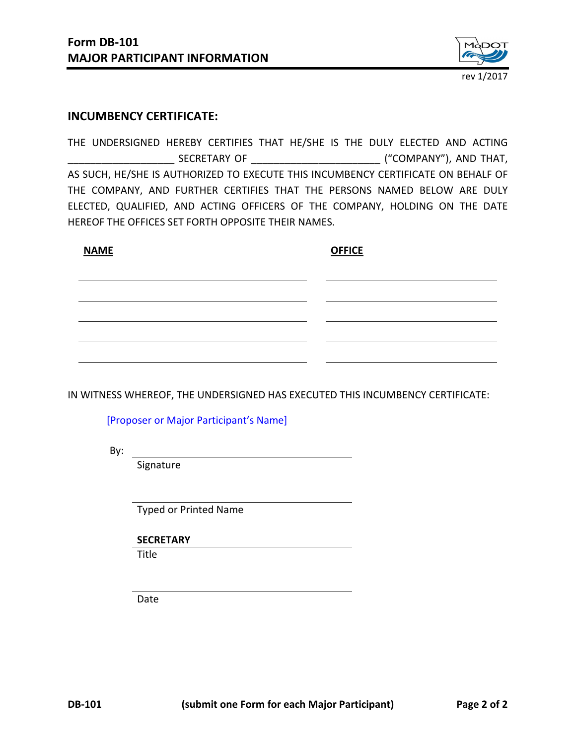# Form DB-101
# MAJOR PARTICIPANT INFORMATION

rev 1/2017

## INCUMBENCY CERTIFICATE:

THE UNDERSIGNED HEREBY CERTIFIES THAT HE/SHE IS THE DULY ELECTED AND ACTING __________________ SECRETARY OF _____________________ ("COMPANY"), AND THAT, AS SUCH, HE/SHE IS AUTHORIZED TO EXECUTE THIS INCUMBENCY CERTIFICATE ON BEHALF OF THE COMPANY, AND FURTHER CERTIFIES THAT THE PERSONS NAMED BELOW ARE DULY ELECTED, QUALIFIED, AND ACTING OFFICERS OF THE COMPANY, HOLDING ON THE DATE HEREOF THE OFFICES SET FORTH OPPOSITE THEIR NAMES.

| NAME | OFFICE |
|---|---|
| | |
| | |
| | |
| | |
| | |

IN WITNESS WHEREOF, THE UNDERSIGNED HAS EXECUTED THIS INCUMBENCY CERTIFICATE:

[Proposer or Major Participant's Name]

By: ______________________________
Signature

______________________________
Typed or Printed Name

**SECRETARY**
Title

______________________________
Date

(submit one Form for each Major Participant)